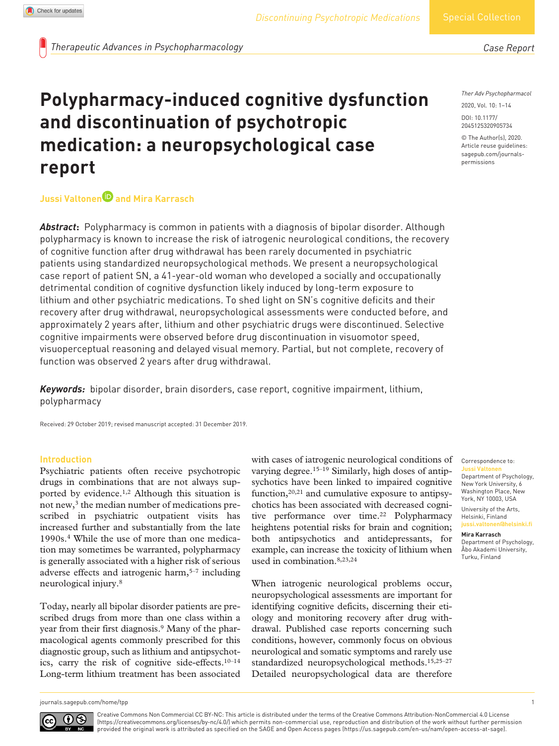# Polypharmacy-induced cognitive dysfunction and discontinuation of psychotropic medication: a neuropsychological case report

**Jussi Valtonen and Mira Karrasch**

***Abstract*:** Polypharmacy is common in patients with a diagnosis of bipolar disorder. Although polypharmacy is known to increase the risk of iatrogenic neurological conditions, the recovery of cognitive function after drug withdrawal has been rarely documented in psychiatric patients using standardized neuropsychological methods. We present a neuropsychological case report of patient SN, a 41-year-old woman who developed a socially and occupationally detrimental condition of cognitive dysfunction likely induced by long-term exposure to lithium and other psychiatric medications. To shed light on SN's cognitive deficits and their recovery after drug withdrawal, neuropsychological assessments were conducted before, and approximately 2 years after, lithium and other psychiatric drugs were discontinued. Selective cognitive impairments were observed before drug discontinuation in visuomotor speed, visuoperceptual reasoning and delayed visual memory. Partial, but not complete, recovery of function was observed 2 years after drug withdrawal.

***Keywords:*** bipolar disorder, brain disorders, case report, cognitive impairment, lithium, polypharmacy

Received: 29 October 2019; revised manuscript accepted: 31 December 2019.

Correspondence to:
**Jussi Valtonen**
Department of Psychology, New York University, 6 Washington Place, New York, NY 10003, USA

University of the Arts, Helsinki, Finland
jussi.valtonen@helsinki.fi

**Mira Karrasch**
Department of Psychology, Åbo Akademi University, Turku, Finland

## Introduction

Psychiatric patients often receive psychotropic drugs in combinations that are not always supported by evidence.[1,2] Although this situation is not new,[3] the median number of medications prescribed in psychiatric outpatient visits has increased further and substantially from the late 1990s.[4] While the use of more than one medication may sometimes be warranted, polypharmacy is generally associated with a higher risk of serious adverse effects and iatrogenic harm,[5–7] including neurological injury.[8]

Today, nearly all bipolar disorder patients are prescribed drugs from more than one class within a year from their first diagnosis.[9] Many of the pharmacological agents commonly prescribed for this diagnostic group, such as lithium and antipsychotics, carry the risk of cognitive side-effects.[10–14] Long-term lithium treatment has been associated with cases of iatrogenic neurological conditions of varying degree.[15–19] Similarly, high doses of antipsychotics have been linked to impaired cognitive function,[20,21] and cumulative exposure to antipsychotics has been associated with decreased cognitive performance over time.[22] Polypharmacy heightens potential risks for brain and cognition; both antipsychotics and antidepressants, for example, can increase the toxicity of lithium when used in combination.[8,23,24]

When iatrogenic neurological problems occur, neuropsychological assessments are important for identifying cognitive deficits, discerning their etiology and monitoring recovery after drug withdrawal. Published case reports concerning such conditions, however, commonly focus on obvious neurological and somatic symptoms and rarely use standardized neuropsychological methods.[15,25–27] Detailed neuropsychological data are therefore

Creative Commons Non Commercial CC BY-NC: This article is distributed under the terms of the Creative Commons Attribution-NonCommercial 4.0 License (https://creativecommons.org/licenses/by-nc/4.0/) which permits non-commercial use, reproduction and distribution of the work without further permission provided the original work is attributed as specified on the SAGE and Open Access pages (https://us.sagepub.com/en-us/nam/open-access-at-sage).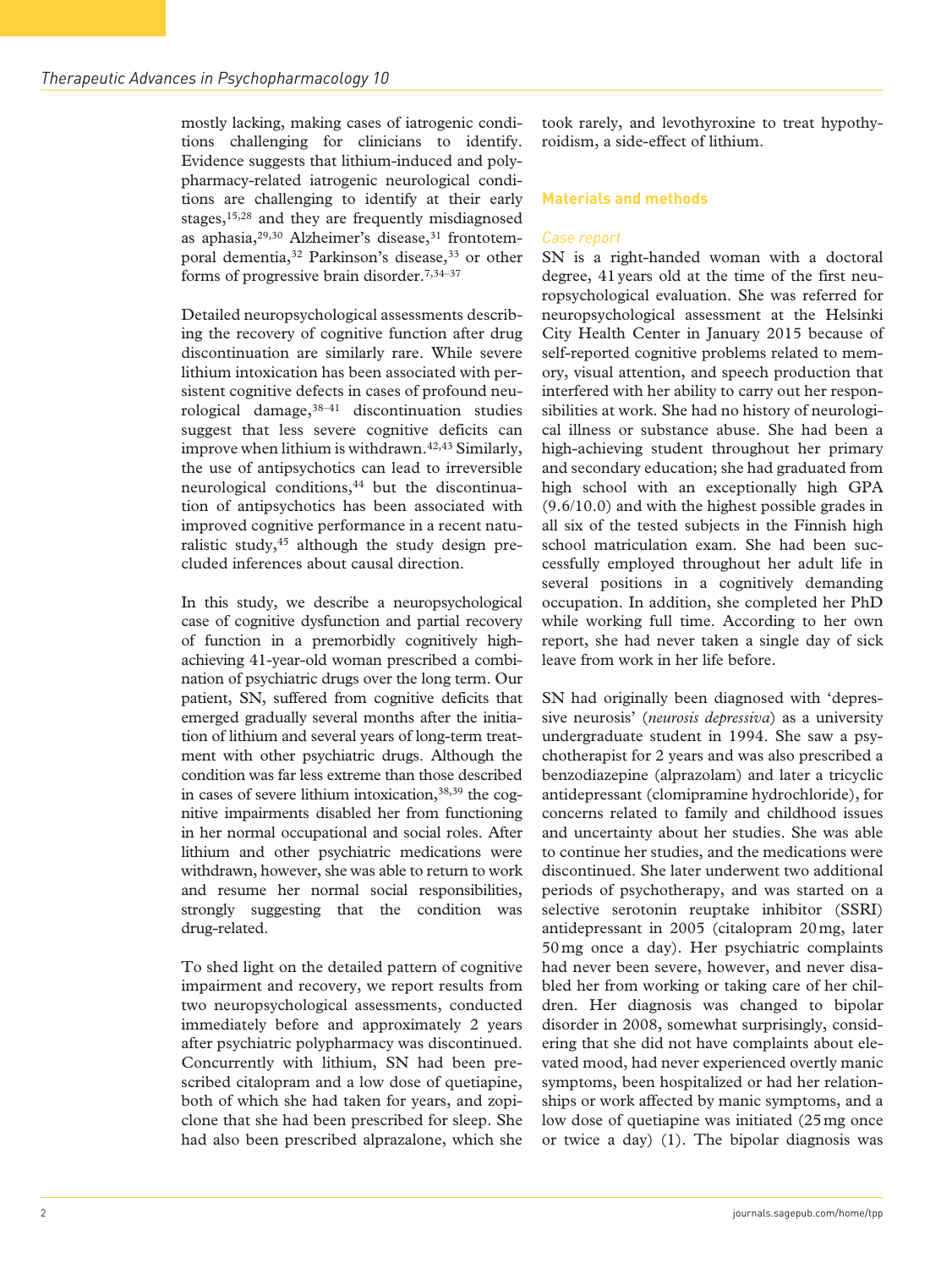mostly lacking, making cases of iatrogenic conditions challenging for clinicians to identify. Evidence suggests that lithium-induced and polypharmacy-related iatrogenic neurological conditions are challenging to identify at their early stages,[15,28] and they are frequently misdiagnosed as aphasia,[29,30] Alzheimer's disease,[31] frontotemporal dementia,[32] Parkinson's disease,[33] or other forms of progressive brain disorder.[7,34–37]

Detailed neuropsychological assessments describing the recovery of cognitive function after drug discontinuation are similarly rare. While severe lithium intoxication has been associated with persistent cognitive defects in cases of profound neurological damage,[38–41] discontinuation studies suggest that less severe cognitive deficits can improve when lithium is withdrawn.[42,43] Similarly, the use of antipsychotics can lead to irreversible neurological conditions,[44] but the discontinuation of antipsychotics has been associated with improved cognitive performance in a recent naturalistic study,[45] although the study design precluded inferences about causal direction.

In this study, we describe a neuropsychological case of cognitive dysfunction and partial recovery of function in a premorbidly cognitively high-achieving 41-year-old woman prescribed a combination of psychiatric drugs over the long term. Our patient, SN, suffered from cognitive deficits that emerged gradually several months after the initiation of lithium and several years of long-term treatment with other psychiatric drugs. Although the condition was far less extreme than those described in cases of severe lithium intoxication,[38,39] the cognitive impairments disabled her from functioning in her normal occupational and social roles. After lithium and other psychiatric medications were withdrawn, however, she was able to return to work and resume her normal social responsibilities, strongly suggesting that the condition was drug-related.

To shed light on the detailed pattern of cognitive impairment and recovery, we report results from two neuropsychological assessments, conducted immediately before and approximately 2 years after psychiatric polypharmacy was discontinued. Concurrently with lithium, SN had been prescribed citalopram and a low dose of quetiapine, both of which she had taken for years, and zopiclone that she had been prescribed for sleep. She had also been prescribed alprazalone, which she took rarely, and levothyroxine to treat hypothyroidism, a side-effect of lithium.

## Materials and methods

### Case report

SN is a right-handed woman with a doctoral degree, 41 years old at the time of the first neuropsychological evaluation. She was referred for neuropsychological assessment at the Helsinki City Health Center in January 2015 because of self-reported cognitive problems related to memory, visual attention, and speech production that interfered with her ability to carry out her responsibilities at work. She had no history of neurological illness or substance abuse. She had been a high-achieving student throughout her primary and secondary education; she had graduated from high school with an exceptionally high GPA (9.6/10.0) and with the highest possible grades in all six of the tested subjects in the Finnish high school matriculation exam. She had been successfully employed throughout her adult life in several positions in a cognitively demanding occupation. In addition, she completed her PhD while working full time. According to her own report, she had never taken a single day of sick leave from work in her life before.

SN had originally been diagnosed with 'depressive neurosis' (*neurosis depressiva*) as a university undergraduate student in 1994. She saw a psychotherapist for 2 years and was also prescribed a benzodiazepine (alprazolam) and later a tricyclic antidepressant (clomipramine hydrochloride), for concerns related to family and childhood issues and uncertainty about her studies. She was able to continue her studies, and the medications were discontinued. She later underwent two additional periods of psychotherapy, and was started on a selective serotonin reuptake inhibitor (SSRI) antidepressant in 2005 (citalopram 20 mg, later 50 mg once a day). Her psychiatric complaints had never been severe, however, and never disabled her from working or taking care of her children. Her diagnosis was changed to bipolar disorder in 2008, somewhat surprisingly, considering that she did not have complaints about elevated mood, had never experienced overtly manic symptoms, been hospitalized or had her relationships or work affected by manic symptoms, and a low dose of quetiapine was initiated (25 mg once or twice a day) (1). The bipolar diagnosis was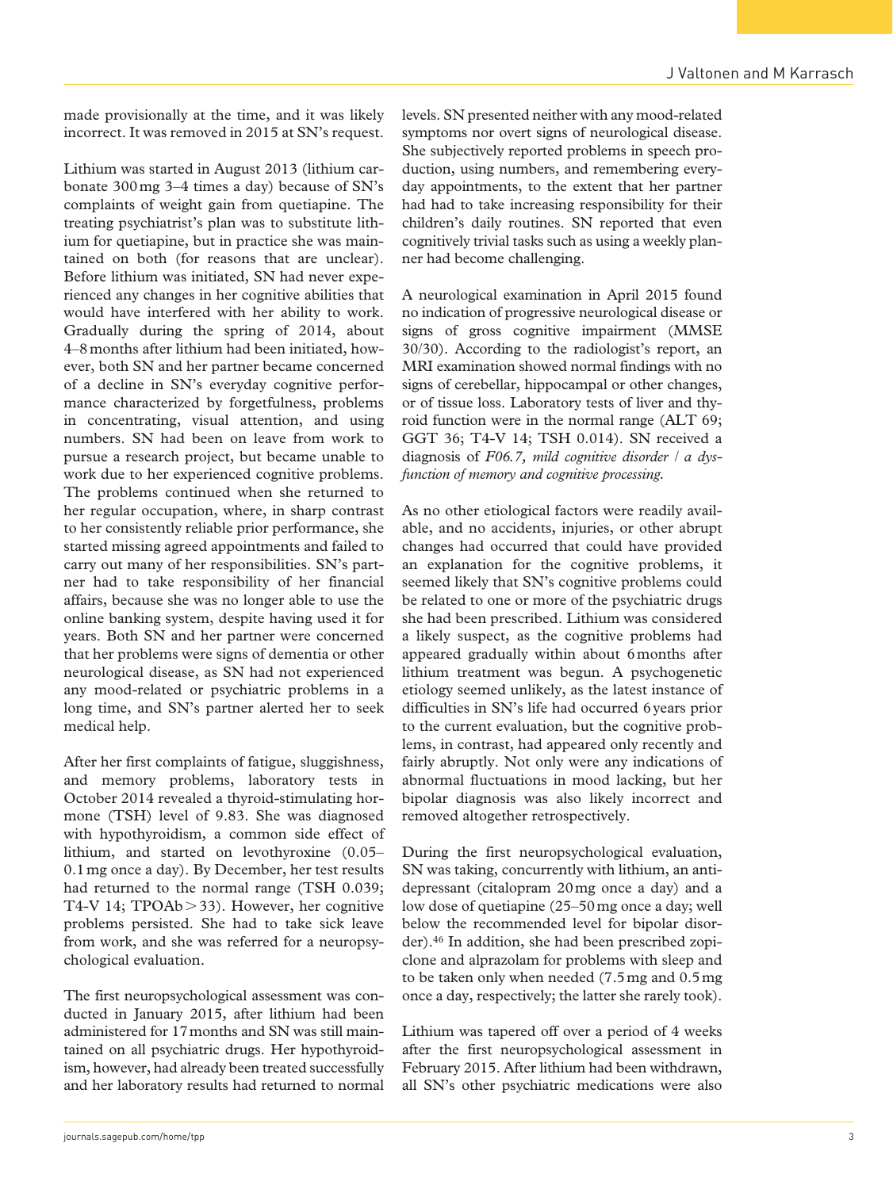made provisionally at the time, and it was likely incorrect. It was removed in 2015 at SN's request.

Lithium was started in August 2013 (lithium carbonate 300 mg 3–4 times a day) because of SN's complaints of weight gain from quetiapine. The treating psychiatrist's plan was to substitute lithium for quetiapine, but in practice she was maintained on both (for reasons that are unclear). Before lithium was initiated, SN had never experienced any changes in her cognitive abilities that would have interfered with her ability to work. Gradually during the spring of 2014, about 4–8 months after lithium had been initiated, however, both SN and her partner became concerned of a decline in SN's everyday cognitive performance characterized by forgetfulness, problems in concentrating, visual attention, and using numbers. SN had been on leave from work to pursue a research project, but became unable to work due to her experienced cognitive problems. The problems continued when she returned to her regular occupation, where, in sharp contrast to her consistently reliable prior performance, she started missing agreed appointments and failed to carry out many of her responsibilities. SN's partner had to take responsibility of her financial affairs, because she was no longer able to use the online banking system, despite having used it for years. Both SN and her partner were concerned that her problems were signs of dementia or other neurological disease, as SN had not experienced any mood-related or psychiatric problems in a long time, and SN's partner alerted her to seek medical help.

After her first complaints of fatigue, sluggishness, and memory problems, laboratory tests in October 2014 revealed a thyroid-stimulating hormone (TSH) level of 9.83. She was diagnosed with hypothyroidism, a common side effect of lithium, and started on levothyroxine (0.05–0.1 mg once a day). By December, her test results had returned to the normal range (TSH 0.039; T4-V 14; TPOAb > 33). However, her cognitive problems persisted. She had to take sick leave from work, and she was referred for a neuropsychological evaluation.

The first neuropsychological assessment was conducted in January 2015, after lithium had been administered for 17 months and SN was still maintained on all psychiatric drugs. Her hypothyroidism, however, had already been treated successfully and her laboratory results had returned to normal levels. SN presented neither with any mood-related symptoms nor overt signs of neurological disease. She subjectively reported problems in speech production, using numbers, and remembering everyday appointments, to the extent that her partner had had to take increasing responsibility for their children's daily routines. SN reported that even cognitively trivial tasks such as using a weekly planner had become challenging.

A neurological examination in April 2015 found no indication of progressive neurological disease or signs of gross cognitive impairment (MMSE 30/30). According to the radiologist's report, an MRI examination showed normal findings with no signs of cerebellar, hippocampal or other changes, or of tissue loss. Laboratory tests of liver and thyroid function were in the normal range (ALT 69; GGT 36; T4-V 14; TSH 0.014). SN received a diagnosis of *F06.7, mild cognitive disorder / a dysfunction of memory and cognitive processing.*

As no other etiological factors were readily available, and no accidents, injuries, or other abrupt changes had occurred that could have provided an explanation for the cognitive problems, it seemed likely that SN's cognitive problems could be related to one or more of the psychiatric drugs she had been prescribed. Lithium was considered a likely suspect, as the cognitive problems had appeared gradually within about 6 months after lithium treatment was begun. A psychogenetic etiology seemed unlikely, as the latest instance of difficulties in SN's life had occurred 6 years prior to the current evaluation, but the cognitive problems, in contrast, had appeared only recently and fairly abruptly. Not only were any indications of abnormal fluctuations in mood lacking, but her bipolar diagnosis was also likely incorrect and removed altogether retrospectively.

During the first neuropsychological evaluation, SN was taking, concurrently with lithium, an antidepressant (citalopram 20 mg once a day) and a low dose of quetiapine (25–50 mg once a day; well below the recommended level for bipolar disorder).[46] In addition, she had been prescribed zopiclone and alprazolam for problems with sleep and to be taken only when needed (7.5 mg and 0.5 mg once a day, respectively; the latter she rarely took).

Lithium was tapered off over a period of 4 weeks after the first neuropsychological assessment in February 2015. After lithium had been withdrawn, all SN's other psychiatric medications were also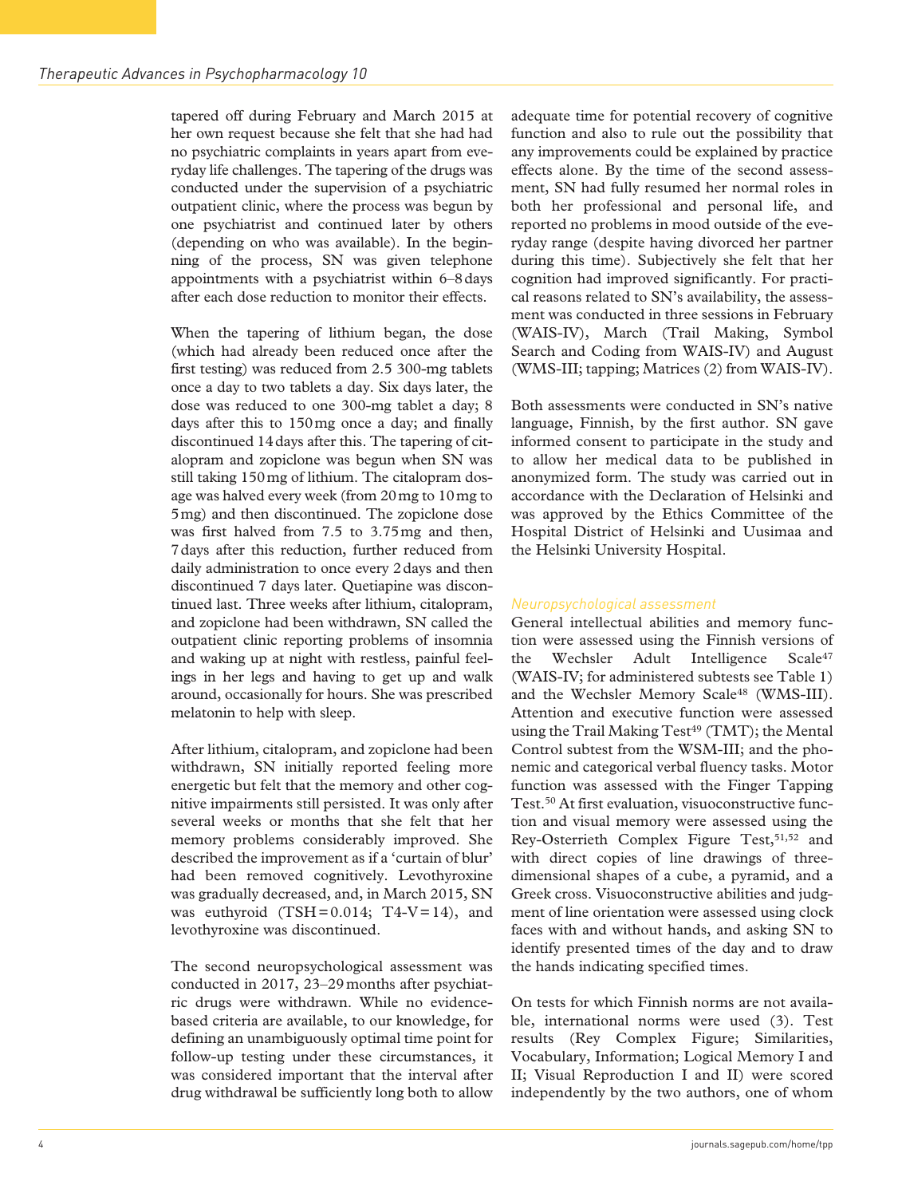tapered off during February and March 2015 at her own request because she felt that she had had no psychiatric complaints in years apart from everyday life challenges. The tapering of the drugs was conducted under the supervision of a psychiatric outpatient clinic, where the process was begun by one psychiatrist and continued later by others (depending on who was available). In the beginning of the process, SN was given telephone appointments with a psychiatrist within 6–8 days after each dose reduction to monitor their effects.

When the tapering of lithium began, the dose (which had already been reduced once after the first testing) was reduced from 2.5 300-mg tablets once a day to two tablets a day. Six days later, the dose was reduced to one 300-mg tablet a day; 8 days after this to 150 mg once a day; and finally discontinued 14 days after this. The tapering of citalopram and zopiclone was begun when SN was still taking 150 mg of lithium. The citalopram dosage was halved every week (from 20 mg to 10 mg to 5 mg) and then discontinued. The zopiclone dose was first halved from 7.5 to 3.75 mg and then, 7 days after this reduction, further reduced from daily administration to once every 2 days and then discontinued 7 days later. Quetiapine was discontinued last. Three weeks after lithium, citalopram, and zopiclone had been withdrawn, SN called the outpatient clinic reporting problems of insomnia and waking up at night with restless, painful feelings in her legs and having to get up and walk around, occasionally for hours. She was prescribed melatonin to help with sleep.

After lithium, citalopram, and zopiclone had been withdrawn, SN initially reported feeling more energetic but felt that the memory and other cognitive impairments still persisted. It was only after several weeks or months that she felt that her memory problems considerably improved. She described the improvement as if a 'curtain of blur' had been removed cognitively. Levothyroxine was gradually decreased, and, in March 2015, SN was euthyroid (TSH = 0.014; T4-V = 14), and levothyroxine was discontinued.

The second neuropsychological assessment was conducted in 2017, 23–29 months after psychiatric drugs were withdrawn. While no evidence-based criteria are available, to our knowledge, for defining an unambiguously optimal time point for follow-up testing under these circumstances, it was considered important that the interval after drug withdrawal be sufficiently long both to allow adequate time for potential recovery of cognitive function and also to rule out the possibility that any improvements could be explained by practice effects alone. By the time of the second assessment, SN had fully resumed her normal roles in both her professional and personal life, and reported no problems in mood outside of the everyday range (despite having divorced her partner during this time). Subjectively she felt that her cognition had improved significantly. For practical reasons related to SN's availability, the assessment was conducted in three sessions in February (WAIS-IV), March (Trail Making, Symbol Search and Coding from WAIS-IV) and August (WMS-III; tapping; Matrices (2) from WAIS-IV).

Both assessments were conducted in SN's native language, Finnish, by the first author. SN gave informed consent to participate in the study and to allow her medical data to be published in anonymized form. The study was carried out in accordance with the Declaration of Helsinki and was approved by the Ethics Committee of the Hospital District of Helsinki and Uusimaa and the Helsinki University Hospital.

### Neuropsychological assessment

General intellectual abilities and memory function were assessed using the Finnish versions of the Wechsler Adult Intelligence Scale[47] (WAIS-IV; for administered subtests see Table 1) and the Wechsler Memory Scale[48] (WMS-III). Attention and executive function were assessed using the Trail Making Test[49] (TMT); the Mental Control subtest from the WSM-III; and the phonemic and categorical verbal fluency tasks. Motor function was assessed with the Finger Tapping Test.[50] At first evaluation, visuoconstructive function and visual memory were assessed using the Rey-Osterrieth Complex Figure Test,[51,52] and with direct copies of line drawings of three-dimensional shapes of a cube, a pyramid, and a Greek cross. Visuoconstructive abilities and judgment of line orientation were assessed using clock faces with and without hands, and asking SN to identify presented times of the day and to draw the hands indicating specified times.

On tests for which Finnish norms are not available, international norms were used (3). Test results (Rey Complex Figure; Similarities, Vocabulary, Information; Logical Memory I and II; Visual Reproduction I and II) were scored independently by the two authors, one of whom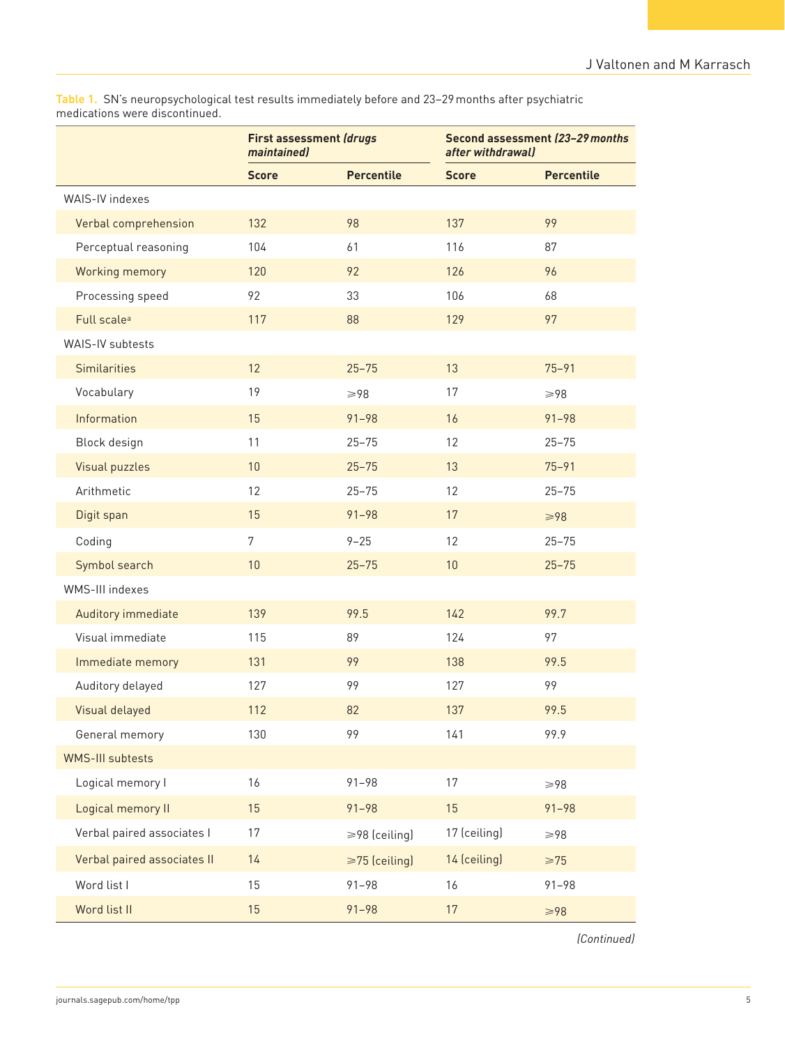**Table 1.** SN's neuropsychological test results immediately before and 23–29 months after psychiatric medications were discontinued.

| | First assessment *(drugs maintained)* | | Second assessment *(23–29 months after withdrawal)* | |
|---|---|---|---|---|
| | **Score** | **Percentile** | **Score** | **Percentile** |
| WAIS-IV indexes | | | | |
| Verbal comprehension | 132 | 98 | 137 | 99 |
| Perceptual reasoning | 104 | 61 | 116 | 87 |
| Working memory | 120 | 92 | 126 | 96 |
| Processing speed | 92 | 33 | 106 | 68 |
| Full scale[a] | 117 | 88 | 129 | 97 |
| WAIS-IV subtests | | | | |
| Similarities | 12 | 25–75 | 13 | 75–91 |
| Vocabulary | 19 | ⩾98 | 17 | ⩾98 |
| Information | 15 | 91–98 | 16 | 91–98 |
| Block design | 11 | 25–75 | 12 | 25–75 |
| Visual puzzles | 10 | 25–75 | 13 | 75–91 |
| Arithmetic | 12 | 25–75 | 12 | 25–75 |
| Digit span | 15 | 91–98 | 17 | ⩾98 |
| Coding | 7 | 9–25 | 12 | 25–75 |
| Symbol search | 10 | 25–75 | 10 | 25–75 |
| WMS-III indexes | | | | |
| Auditory immediate | 139 | 99.5 | 142 | 99.7 |
| Visual immediate | 115 | 89 | 124 | 97 |
| Immediate memory | 131 | 99 | 138 | 99.5 |
| Auditory delayed | 127 | 99 | 127 | 99 |
| Visual delayed | 112 | 82 | 137 | 99.5 |
| General memory | 130 | 99 | 141 | 99.9 |
| WMS-III subtests | | | | |
| Logical memory I | 16 | 91–98 | 17 | ⩾98 |
| Logical memory II | 15 | 91–98 | 15 | 91–98 |
| Verbal paired associates I | 17 | ⩾98 (ceiling) | 17 (ceiling) | ⩾98 |
| Verbal paired associates II | 14 | ⩾75 (ceiling) | 14 (ceiling) | ⩾75 |
| Word list I | 15 | 91–98 | 16 | 91–98 |
| Word list II | 15 | 91–98 | 17 | ⩾98 |

*(Continued)*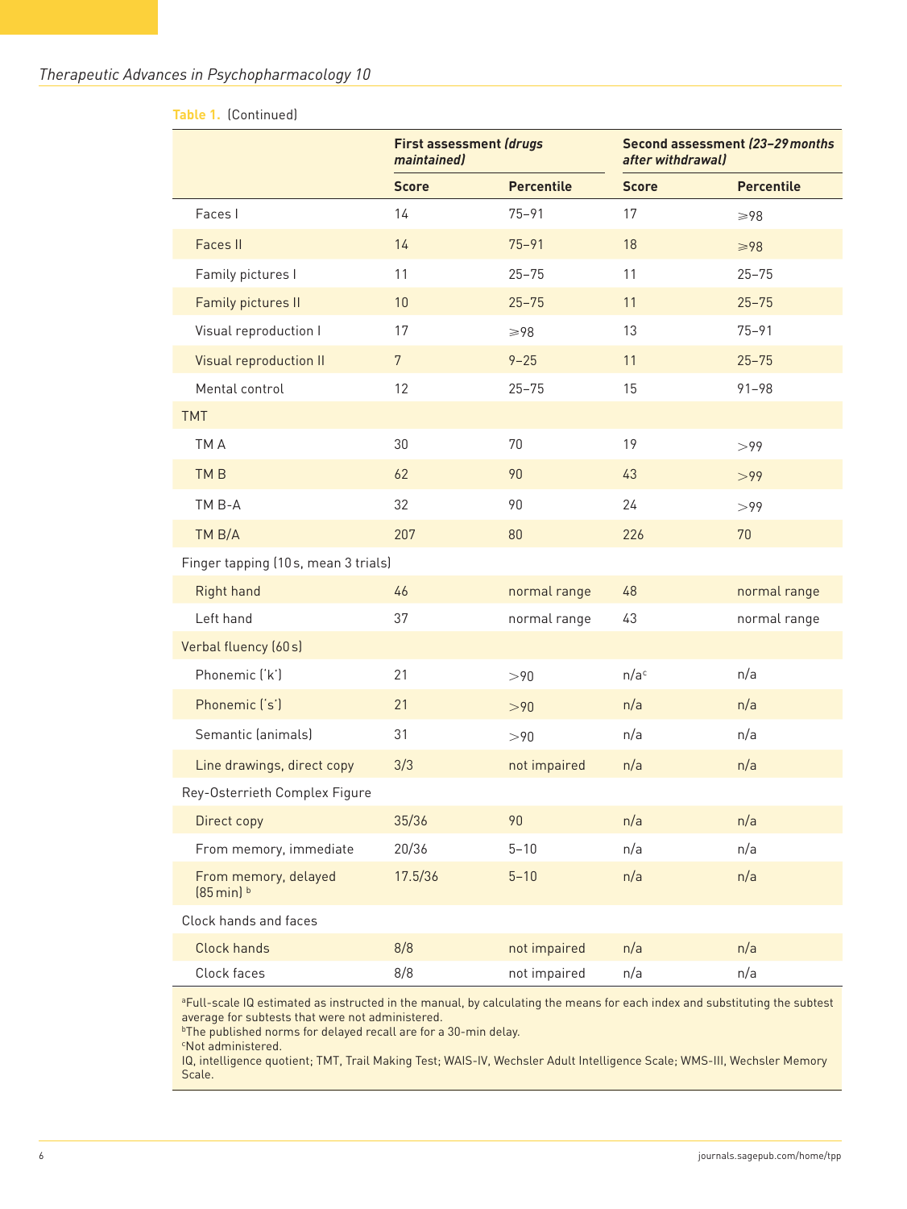Table 1. (Continued)

| | First assessment *(drugs maintained)* | | Second assessment *(23–29 months after withdrawal)* | |
|---|---|---|---|---|
| | Score | Percentile | Score | Percentile |
| Faces I | 14 | 75–91 | 17 | ⩾98 |
| Faces II | 14 | 75–91 | 18 | ⩾98 |
| Family pictures I | 11 | 25–75 | 11 | 25–75 |
| Family pictures II | 10 | 25–75 | 11 | 25–75 |
| Visual reproduction I | 17 | ⩾98 | 13 | 75–91 |
| Visual reproduction II | 7 | 9–25 | 11 | 25–75 |
| Mental control | 12 | 25–75 | 15 | 91–98 |
| TMT | | | | |
| TM A | 30 | 70 | 19 | >99 |
| TM B | 62 | 90 | 43 | >99 |
| TM B-A | 32 | 90 | 24 | >99 |
| TM B/A | 207 | 80 | 226 | 70 |
| Finger tapping (10 s, mean 3 trials) | | | | |
| Right hand | 46 | normal range | 48 | normal range |
| Left hand | 37 | normal range | 43 | normal range |
| Verbal fluency (60 s) | | | | |
| Phonemic ('k') | 21 | >90 | n/a[c] | n/a |
| Phonemic ('s') | 21 | >90 | n/a | n/a |
| Semantic (animals) | 31 | >90 | n/a | n/a |
| Line drawings, direct copy | 3/3 | not impaired | n/a | n/a |
| Rey-Osterrieth Complex Figure | | | | |
| Direct copy | 35/36 | 90 | n/a | n/a |
| From memory, immediate | 20/36 | 5–10 | n/a | n/a |
| From memory, delayed (85 min)[b] | 17.5/36 | 5–10 | n/a | n/a |
| Clock hands and faces | | | | |
| Clock hands | 8/8 | not impaired | n/a | n/a |
| Clock faces | 8/8 | not impaired | n/a | n/a |

[a]Full-scale IQ estimated as instructed in the manual, by calculating the means for each index and substituting the subtest average for subtests that were not administered.
[b]The published norms for delayed recall are for a 30-min delay.
[c]Not administered.
IQ, intelligence quotient; TMT, Trail Making Test; WAIS-IV, Wechsler Adult Intelligence Scale; WMS-III, Wechsler Memory Scale.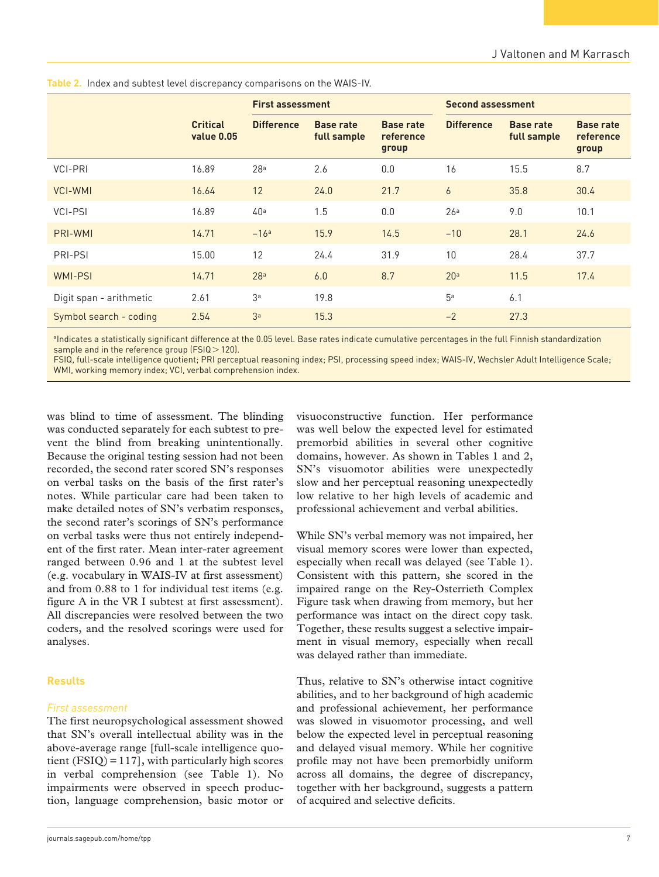**Table 2.** Index and subtest level discrepancy comparisons on the WAIS-IV.

| | Critical value 0.05 | First assessment | | | Second assessment | | |
|---|---|---|---|---|---|---|---|
| | | Difference | Base rate full sample | Base rate reference group | Difference | Base rate full sample | Base rate reference group |
| VCI-PRI | 16.89 | 28[a] | 2.6 | 0.0 | 16 | 15.5 | 8.7 |
| VCI-WMI | 16.64 | 12 | 24.0 | 21.7 | 6 | 35.8 | 30.4 |
| VCI-PSI | 16.89 | 40[a] | 1.5 | 0.0 | 26[a] | 9.0 | 10.1 |
| PRI-WMI | 14.71 | −16[a] | 15.9 | 14.5 | −10 | 28.1 | 24.6 |
| PRI-PSI | 15.00 | 12 | 24.4 | 31.9 | 10 | 28.4 | 37.7 |
| WMI-PSI | 14.71 | 28[a] | 6.0 | 8.7 | 20[a] | 11.5 | 17.4 |
| Digit span - arithmetic | 2.61 | 3[a] | 19.8 | | 5[a] | 6.1 | |
| Symbol search - coding | 2.54 | 3[a] | 15.3 | | −2 | 27.3 | |

[a]Indicates a statistically significant difference at the 0.05 level. Base rates indicate cumulative percentages in the full Finnish standardization sample and in the reference group (FSIQ > 120).
FSIQ, full-scale intelligence quotient; PRI perceptual reasoning index; PSI, processing speed index; WAIS-IV, Wechsler Adult Intelligence Scale; WMI, working memory index; VCI, verbal comprehension index.

was blind to time of assessment. The blinding was conducted separately for each subtest to prevent the blind from breaking unintentionally. Because the original testing session had not been recorded, the second rater scored SN's responses on verbal tasks on the basis of the first rater's notes. While particular care had been taken to make detailed notes of SN's verbatim responses, the second rater's scorings of SN's performance on verbal tasks were thus not entirely independent of the first rater. Mean inter-rater agreement ranged between 0.96 and 1 at the subtest level (e.g. vocabulary in WAIS-IV at first assessment) and from 0.88 to 1 for individual test items (e.g. figure A in the VR I subtest at first assessment). All discrepancies were resolved between the two coders, and the resolved scorings were used for analyses.

## Results

### *First assessment*

The first neuropsychological assessment showed that SN's overall intellectual ability was in the above-average range [full-scale intelligence quotient (FSIQ) = 117], with particularly high scores in verbal comprehension (see Table 1). No impairments were observed in speech production, language comprehension, basic motor or visuoconstructive function. Her performance was well below the expected level for estimated premorbid abilities in several other cognitive domains, however. As shown in Tables 1 and 2, SN's visuomotor abilities were unexpectedly slow and her perceptual reasoning unexpectedly low relative to her high levels of academic and professional achievement and verbal abilities.

While SN's verbal memory was not impaired, her visual memory scores were lower than expected, especially when recall was delayed (see Table 1). Consistent with this pattern, she scored in the impaired range on the Rey-Osterrieth Complex Figure task when drawing from memory, but her performance was intact on the direct copy task. Together, these results suggest a selective impairment in visual memory, especially when recall was delayed rather than immediate.

Thus, relative to SN's otherwise intact cognitive abilities, and to her background of high academic and professional achievement, her performance was slowed in visuomotor processing, and well below the expected level in perceptual reasoning and delayed visual memory. While her cognitive profile may not have been premorbidly uniform across all domains, the degree of discrepancy, together with her background, suggests a pattern of acquired and selective deficits.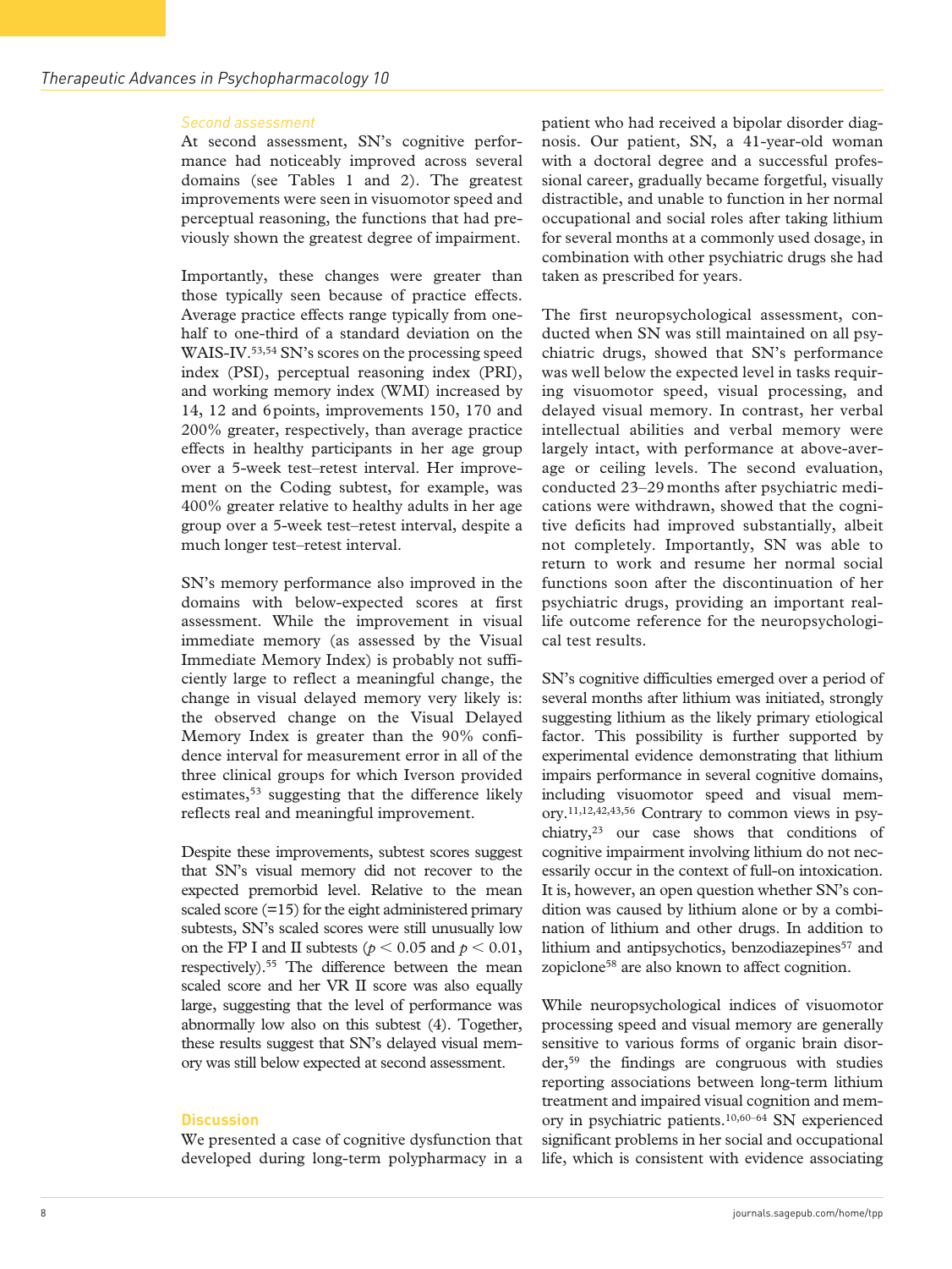### Second assessment

At second assessment, SN's cognitive performance had noticeably improved across several domains (see Tables 1 and 2). The greatest improvements were seen in visuomotor speed and perceptual reasoning, the functions that had previously shown the greatest degree of impairment.

Importantly, these changes were greater than those typically seen because of practice effects. Average practice effects range typically from one-half to one-third of a standard deviation on the WAIS-IV.[53,54] SN's scores on the processing speed index (PSI), perceptual reasoning index (PRI), and working memory index (WMI) increased by 14, 12 and 6 points, improvements 150, 170 and 200% greater, respectively, than average practice effects in healthy participants in her age group over a 5-week test–retest interval. Her improvement on the Coding subtest, for example, was 400% greater relative to healthy adults in her age group over a 5-week test–retest interval, despite a much longer test–retest interval.

SN's memory performance also improved in the domains with below-expected scores at first assessment. While the improvement in visual immediate memory (as assessed by the Visual Immediate Memory Index) is probably not sufficiently large to reflect a meaningful change, the change in visual delayed memory very likely is: the observed change on the Visual Delayed Memory Index is greater than the 90% confidence interval for measurement error in all of the three clinical groups for which Iverson provided estimates,[53] suggesting that the difference likely reflects real and meaningful improvement.

Despite these improvements, subtest scores suggest that SN's visual memory did not recover to the expected premorbid level. Relative to the mean scaled score (=15) for the eight administered primary subtests, SN's scaled scores were still unusually low on the FP I and II subtests ($p < 0.05$ and $p < 0.01$, respectively).[55] The difference between the mean scaled score and her VR II score was also equally large, suggesting that the level of performance was abnormally low also on this subtest (4). Together, these results suggest that SN's delayed visual memory was still below expected at second assessment.

## Discussion

We presented a case of cognitive dysfunction that developed during long-term polypharmacy in a patient who had received a bipolar disorder diagnosis. Our patient, SN, a 41-year-old woman with a doctoral degree and a successful professional career, gradually became forgetful, visually distractible, and unable to function in her normal occupational and social roles after taking lithium for several months at a commonly used dosage, in combination with other psychiatric drugs she had taken as prescribed for years.

The first neuropsychological assessment, conducted when SN was still maintained on all psychiatric drugs, showed that SN's performance was well below the expected level in tasks requiring visuomotor speed, visual processing, and delayed visual memory. In contrast, her verbal intellectual abilities and verbal memory were largely intact, with performance at above-average or ceiling levels. The second evaluation, conducted 23–29 months after psychiatric medications were withdrawn, showed that the cognitive deficits had improved substantially, albeit not completely. Importantly, SN was able to return to work and resume her normal social functions soon after the discontinuation of her psychiatric drugs, providing an important real-life outcome reference for the neuropsychological test results.

SN's cognitive difficulties emerged over a period of several months after lithium was initiated, strongly suggesting lithium as the likely primary etiological factor. This possibility is further supported by experimental evidence demonstrating that lithium impairs performance in several cognitive domains, including visuomotor speed and visual memory.[11,12,42,43,56] Contrary to common views in psychiatry,[23] our case shows that conditions of cognitive impairment involving lithium do not necessarily occur in the context of full-on intoxication. It is, however, an open question whether SN's condition was caused by lithium alone or by a combination of lithium and other drugs. In addition to lithium and antipsychotics, benzodiazepines[57] and zopiclone[58] are also known to affect cognition.

While neuropsychological indices of visuomotor processing speed and visual memory are generally sensitive to various forms of organic brain disorder,[59] the findings are congruous with studies reporting associations between long-term lithium treatment and impaired visual cognition and memory in psychiatric patients.[10,60–64] SN experienced significant problems in her social and occupational life, which is consistent with evidence associating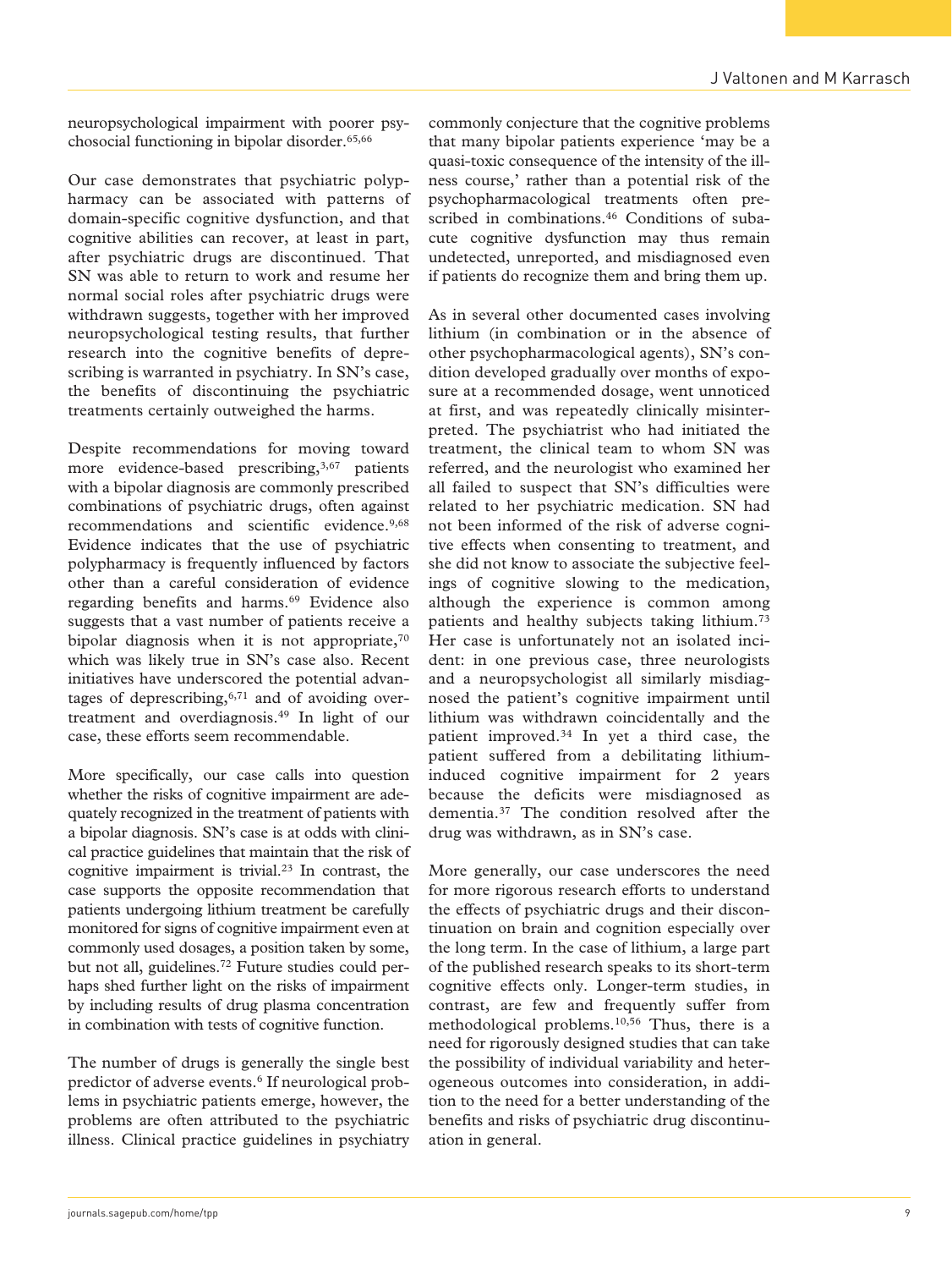neuropsychological impairment with poorer psychosocial functioning in bipolar disorder.[65,66]

Our case demonstrates that psychiatric polypharmacy can be associated with patterns of domain-specific cognitive dysfunction, and that cognitive abilities can recover, at least in part, after psychiatric drugs are discontinued. That SN was able to return to work and resume her normal social roles after psychiatric drugs were withdrawn suggests, together with her improved neuropsychological testing results, that further research into the cognitive benefits of deprescribing is warranted in psychiatry. In SN's case, the benefits of discontinuing the psychiatric treatments certainly outweighed the harms.

Despite recommendations for moving toward more evidence-based prescribing,[3,67] patients with a bipolar diagnosis are commonly prescribed combinations of psychiatric drugs, often against recommendations and scientific evidence.[9,68] Evidence indicates that the use of psychiatric polypharmacy is frequently influenced by factors other than a careful consideration of evidence regarding benefits and harms.[69] Evidence also suggests that a vast number of patients receive a bipolar diagnosis when it is not appropriate,[70] which was likely true in SN's case also. Recent initiatives have underscored the potential advantages of deprescribing,[6,71] and of avoiding overtreatment and overdiagnosis.[49] In light of our case, these efforts seem recommendable.

More specifically, our case calls into question whether the risks of cognitive impairment are adequately recognized in the treatment of patients with a bipolar diagnosis. SN's case is at odds with clinical practice guidelines that maintain that the risk of cognitive impairment is trivial.[23] In contrast, the case supports the opposite recommendation that patients undergoing lithium treatment be carefully monitored for signs of cognitive impairment even at commonly used dosages, a position taken by some, but not all, guidelines.[72] Future studies could perhaps shed further light on the risks of impairment by including results of drug plasma concentration in combination with tests of cognitive function.

The number of drugs is generally the single best predictor of adverse events.[6] If neurological problems in psychiatric patients emerge, however, the problems are often attributed to the psychiatric illness. Clinical practice guidelines in psychiatry commonly conjecture that the cognitive problems that many bipolar patients experience 'may be a quasi-toxic consequence of the intensity of the illness course,' rather than a potential risk of the psychopharmacological treatments often prescribed in combinations.[46] Conditions of subacute cognitive dysfunction may thus remain undetected, unreported, and misdiagnosed even if patients do recognize them and bring them up.

As in several other documented cases involving lithium (in combination or in the absence of other psychopharmacological agents), SN's condition developed gradually over months of exposure at a recommended dosage, went unnoticed at first, and was repeatedly clinically misinterpreted. The psychiatrist who had initiated the treatment, the clinical team to whom SN was referred, and the neurologist who examined her all failed to suspect that SN's difficulties were related to her psychiatric medication. SN had not been informed of the risk of adverse cognitive effects when consenting to treatment, and she did not know to associate the subjective feelings of cognitive slowing to the medication, although the experience is common among patients and healthy subjects taking lithium.[73] Her case is unfortunately not an isolated incident: in one previous case, three neurologists and a neuropsychologist all similarly misdiagnosed the patient's cognitive impairment until lithium was withdrawn coincidentally and the patient improved.[34] In yet a third case, the patient suffered from a debilitating lithium-induced cognitive impairment for 2 years because the deficits were misdiagnosed as dementia.[37] The condition resolved after the drug was withdrawn, as in SN's case.

More generally, our case underscores the need for more rigorous research efforts to understand the effects of psychiatric drugs and their discontinuation on brain and cognition especially over the long term. In the case of lithium, a large part of the published research speaks to its short-term cognitive effects only. Longer-term studies, in contrast, are few and frequently suffer from methodological problems.[10,56] Thus, there is a need for rigorously designed studies that can take the possibility of individual variability and heterogeneous outcomes into consideration, in addition to the need for a better understanding of the benefits and risks of psychiatric drug discontinuation in general.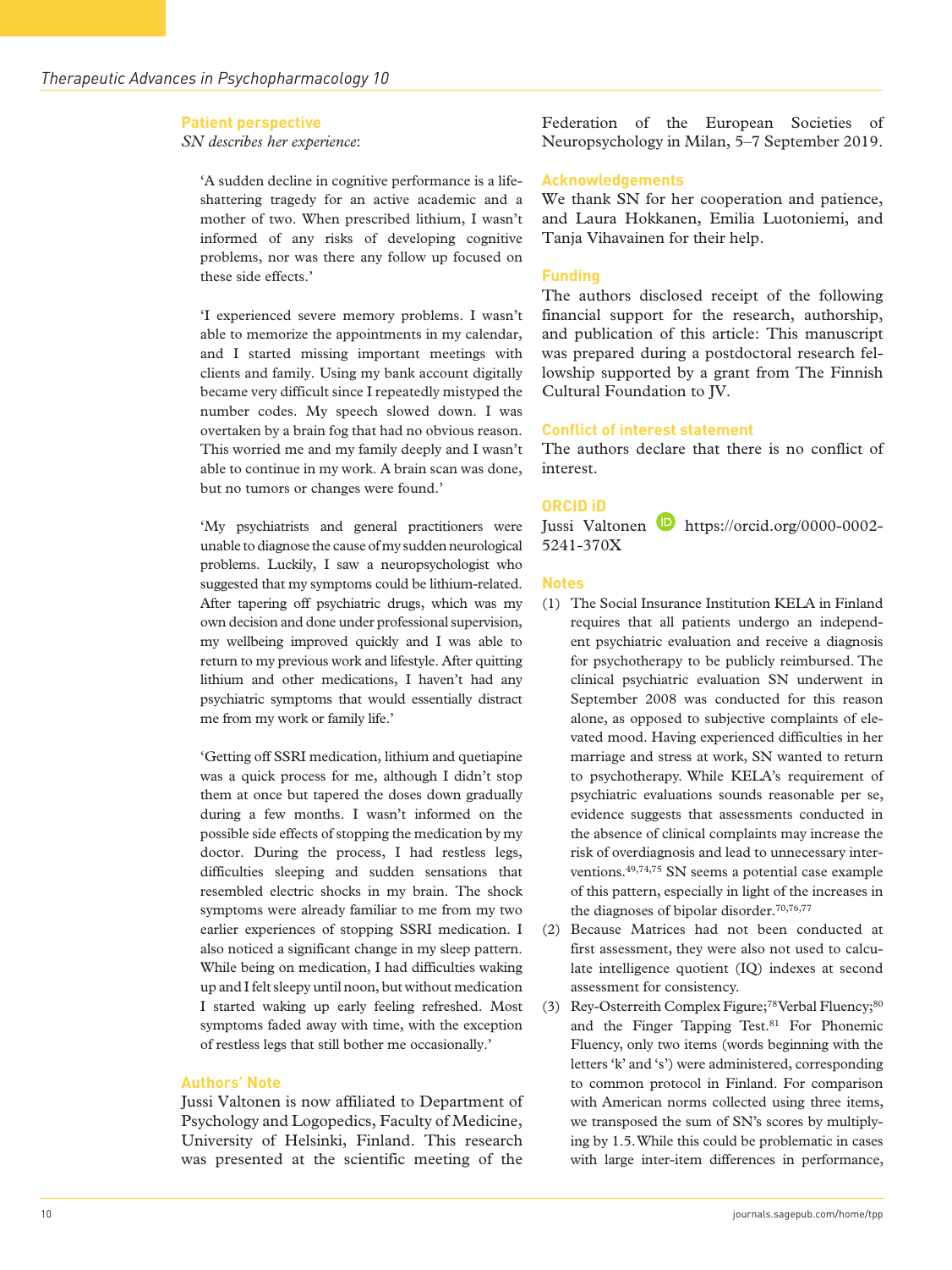## Patient perspective

*SN describes her experience*:

> 'A sudden decline in cognitive performance is a life-shattering tragedy for an active academic and a mother of two. When prescribed lithium, I wasn't informed of any risks of developing cognitive problems, nor was there any follow up focused on these side effects.'
>
> 'I experienced severe memory problems. I wasn't able to memorize the appointments in my calendar, and I started missing important meetings with clients and family. Using my bank account digitally became very difficult since I repeatedly mistyped the number codes. My speech slowed down. I was overtaken by a brain fog that had no obvious reason. This worried me and my family deeply and I wasn't able to continue in my work. A brain scan was done, but no tumors or changes were found.'
>
> 'My psychiatrists and general practitioners were unable to diagnose the cause of my sudden neurological problems. Luckily, I saw a neuropsychologist who suggested that my symptoms could be lithium-related. After tapering off psychiatric drugs, which was my own decision and done under professional supervision, my wellbeing improved quickly and I was able to return to my previous work and lifestyle. After quitting lithium and other medications, I haven't had any psychiatric symptoms that would essentially distract me from my work or family life.'
>
> 'Getting off SSRI medication, lithium and quetiapine was a quick process for me, although I didn't stop them at once but tapered the doses down gradually during a few months. I wasn't informed on the possible side effects of stopping the medication by my doctor. During the process, I had restless legs, difficulties sleeping and sudden sensations that resembled electric shocks in my brain. The shock symptoms were already familiar to me from my two earlier experiences of stopping SSRI medication. I also noticed a significant change in my sleep pattern. While being on medication, I had difficulties waking up and I felt sleepy until noon, but without medication I started waking up early feeling refreshed. Most symptoms faded away with time, with the exception of restless legs that still bother me occasionally.'

## Authors' Note

Jussi Valtonen is now affiliated to Department of Psychology and Logopedics, Faculty of Medicine, University of Helsinki, Finland. This research was presented at the scientific meeting of the Federation of the European Societies of Neuropsychology in Milan, 5–7 September 2019.

## Acknowledgements

We thank SN for her cooperation and patience, and Laura Hokkanen, Emilia Luotoniemi, and Tanja Vihavainen for their help.

## Funding

The authors disclosed receipt of the following financial support for the research, authorship, and publication of this article: This manuscript was prepared during a postdoctoral research fellowship supported by a grant from The Finnish Cultural Foundation to JV.

## Conflict of interest statement

The authors declare that there is no conflict of interest.

## ORCID iD

Jussi Valtonen https://orcid.org/0000-0002-5241-370X

## Notes

(1) The Social Insurance Institution KELA in Finland requires that all patients undergo an independent psychiatric evaluation and receive a diagnosis for psychotherapy to be publicly reimbursed. The clinical psychiatric evaluation SN underwent in September 2008 was conducted for this reason alone, as opposed to subjective complaints of elevated mood. Having experienced difficulties in her marriage and stress at work, SN wanted to return to psychotherapy. While KELA's requirement of psychiatric evaluations sounds reasonable per se, evidence suggests that assessments conducted in the absence of clinical complaints may increase the risk of overdiagnosis and lead to unnecessary interventions.[49,74,75] SN seems a potential case example of this pattern, especially in light of the increases in the diagnoses of bipolar disorder.[70,76,77]

(2) Because Matrices had not been conducted at first assessment, they were also not used to calculate intelligence quotient (IQ) indexes at second assessment for consistency.

(3) Rey-Osterreith Complex Figure;[78] Verbal Fluency;[80] and the Finger Tapping Test.[81] For Phonemic Fluency, only two items (words beginning with the letters 'k' and 's') were administered, corresponding to common protocol in Finland. For comparison with American norms collected using three items, we transposed the sum of SN's scores by multiplying by 1.5. While this could be problematic in cases with large inter-item differences in performance,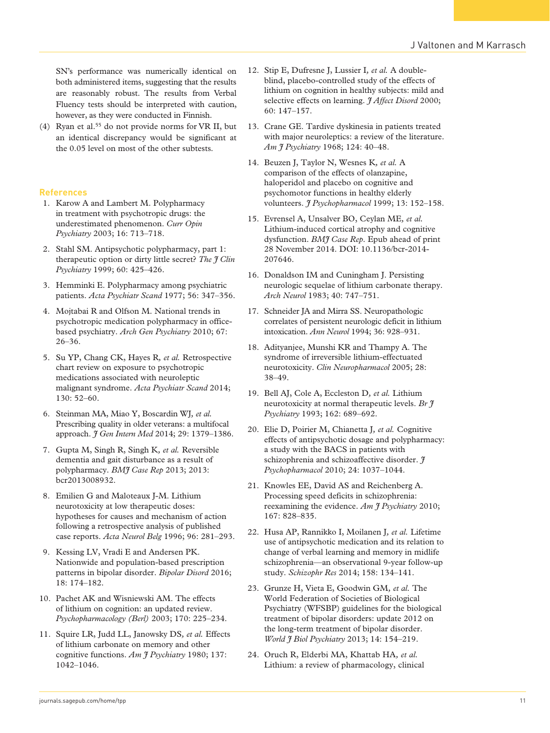SN's performance was numerically identical on both administered items, suggesting that the results are reasonably robust. The results from Verbal Fluency tests should be interpreted with caution, however, as they were conducted in Finnish.

(4) Ryan et al.[55] do not provide norms for VR II, but an identical discrepancy would be significant at the 0.05 level on most of the other subtests.

## References

1. Karow A and Lambert M. Polypharmacy in treatment with psychotropic drugs: the underestimated phenomenon. *Curr Opin Psychiatry* 2003; 16: 713–718.
2. Stahl SM. Antipsychotic polypharmacy, part 1: therapeutic option or dirty little secret? *The J Clin Psychiatry* 1999; 60: 425–426.
3. Hemminki E. Polypharmacy among psychiatric patients. *Acta Psychiatr Scand* 1977; 56: 347–356.
4. Mojtabai R and Olfson M. National trends in psychotropic medication polypharmacy in office-based psychiatry. *Arch Gen Psychiatry* 2010; 67: 26–36.
5. Su YP, Chang CK, Hayes R, *et al.* Retrospective chart review on exposure to psychotropic medications associated with neuroleptic malignant syndrome. *Acta Psychiatr Scand* 2014; 130: 52–60.
6. Steinman MA, Miao Y, Boscardin WJ, *et al.* Prescribing quality in older veterans: a multifocal approach. *J Gen Intern Med* 2014; 29: 1379–1386.
7. Gupta M, Singh R, Singh K, *et al.* Reversible dementia and gait disturbance as a result of polypharmacy. *BMJ Case Rep* 2013; 2013: bcr2013008932.
8. Emilien G and Maloteaux J-M. Lithium neurotoxicity at low therapeutic doses: hypotheses for causes and mechanism of action following a retrospective analysis of published case reports. *Acta Neurol Belg* 1996; 96: 281–293.
9. Kessing LV, Vradi E and Andersen PK. Nationwide and population-based prescription patterns in bipolar disorder. *Bipolar Disord* 2016; 18: 174–182.
10. Pachet AK and Wisniewski AM. The effects of lithium on cognition: an updated review. *Psychopharmacology (Berl)* 2003; 170: 225–234.
11. Squire LR, Judd LL, Janowsky DS, *et al.* Effects of lithium carbonate on memory and other cognitive functions. *Am J Psychiatry* 1980; 137: 1042–1046.
12. Stip E, Dufresne J, Lussier I, *et al.* A double-blind, placebo-controlled study of the effects of lithium on cognition in healthy subjects: mild and selective effects on learning. *J Affect Disord* 2000; 60: 147–157.
13. Crane GE. Tardive dyskinesia in patients treated with major neuroleptics: a review of the literature. *Am J Psychiatry* 1968; 124: 40–48.
14. Beuzen J, Taylor N, Wesnes K, *et al.* A comparison of the effects of olanzapine, haloperidol and placebo on cognitive and psychomotor functions in healthy elderly volunteers. *J Psychopharmacol* 1999; 13: 152–158.
15. Evrensel A, Unsalver BO, Ceylan ME, *et al.* Lithium-induced cortical atrophy and cognitive dysfunction. *BMJ Case Rep*. Epub ahead of print 28 November 2014. DOI: 10.1136/bcr-2014-207646.
16. Donaldson IM and Cuningham J. Persisting neurologic sequelae of lithium carbonate therapy. *Arch Neurol* 1983; 40: 747–751.
17. Schneider JA and Mirra SS. Neuropathologic correlates of persistent neurologic deficit in lithium intoxication. *Ann Neurol* 1994; 36: 928–931.
18. Adityanjee, Munshi KR and Thampy A. The syndrome of irreversible lithium-effectuated neurotoxicity. *Clin Neuropharmacol* 2005; 28: 38–49.
19. Bell AJ, Cole A, Eccleston D, *et al.* Lithium neurotoxicity at normal therapeutic levels. *Br J Psychiatry* 1993; 162: 689–692.
20. Elie D, Poirier M, Chianetta J, *et al.* Cognitive effects of antipsychotic dosage and polypharmacy: a study with the BACS in patients with schizophrenia and schizoaffective disorder. *J Psychopharmacol* 2010; 24: 1037–1044.
21. Knowles EE, David AS and Reichenberg A. Processing speed deficits in schizophrenia: reexamining the evidence. *Am J Psychiatry* 2010; 167: 828–835.
22. Husa AP, Rannikko I, Moilanen J, *et al.* Lifetime use of antipsychotic medication and its relation to change of verbal learning and memory in midlife schizophrenia—an observational 9-year follow-up study. *Schizophr Res* 2014; 158: 134–141.
23. Grunze H, Vieta E, Goodwin GM, *et al.* The World Federation of Societies of Biological Psychiatry (WFSBP) guidelines for the biological treatment of bipolar disorders: update 2012 on the long-term treatment of bipolar disorder. *World J Biol Psychiatry* 2013; 14: 154–219.
24. Oruch R, Elderbi MA, Khattab HA, *et al.* Lithium: a review of pharmacology, clinical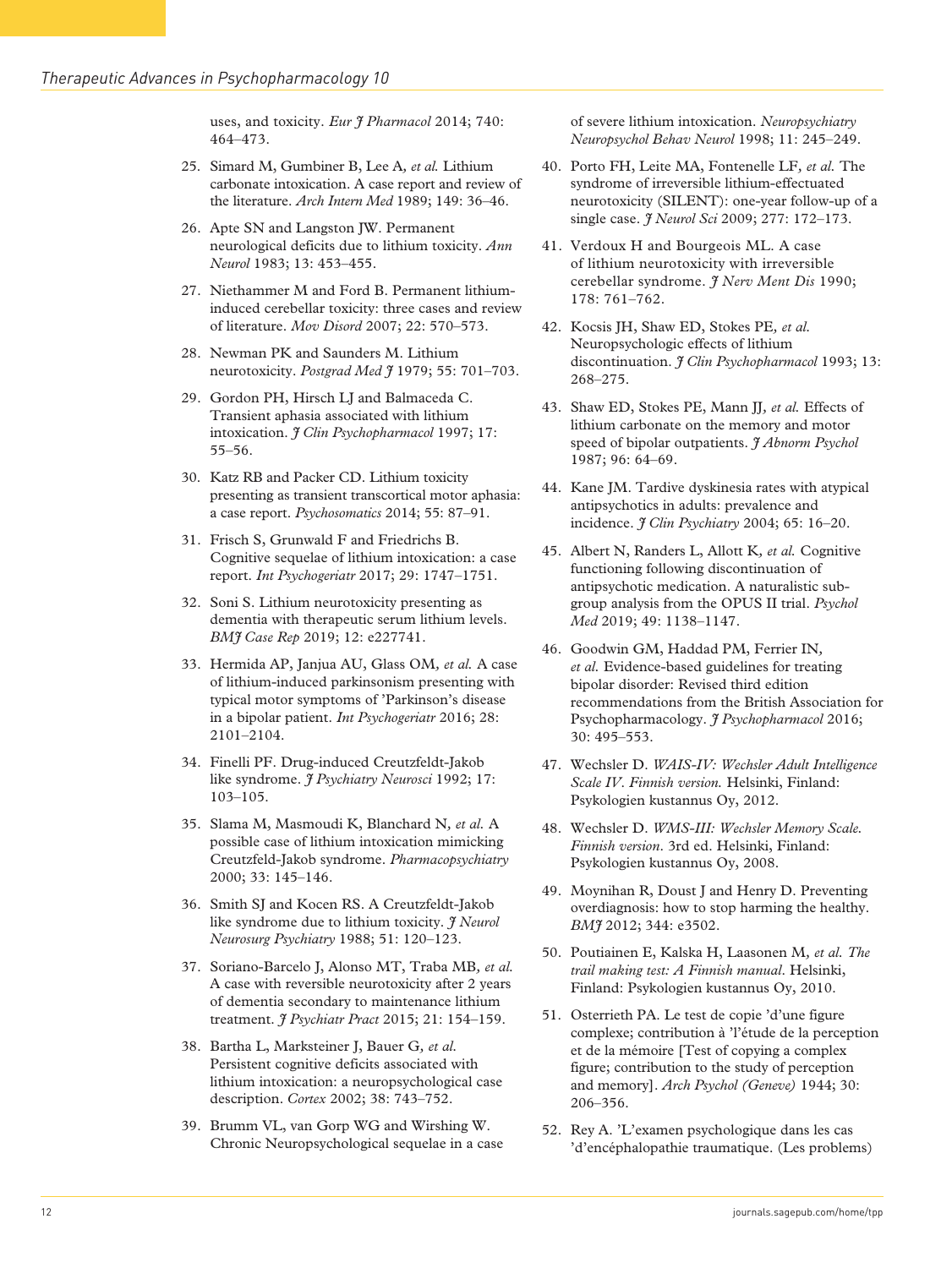uses, and toxicity. *Eur J Pharmacol* 2014; 740: 464–473.

25. Simard M, Gumbiner B, Lee A*, et al.* Lithium carbonate intoxication. A case report and review of the literature. *Arch Intern Med* 1989; 149: 36–46.

26. Apte SN and Langston JW. Permanent neurological deficits due to lithium toxicity. *Ann Neurol* 1983; 13: 453–455.

27. Niethammer M and Ford B. Permanent lithium-induced cerebellar toxicity: three cases and review of literature. *Mov Disord* 2007; 22: 570–573.

28. Newman PK and Saunders M. Lithium neurotoxicity. *Postgrad Med J* 1979; 55: 701–703.

29. Gordon PH, Hirsch LJ and Balmaceda C. Transient aphasia associated with lithium intoxication. *J Clin Psychopharmacol* 1997; 17: 55–56.

30. Katz RB and Packer CD. Lithium toxicity presenting as transient transcortical motor aphasia: a case report. *Psychosomatics* 2014; 55: 87–91.

31. Frisch S, Grunwald F and Friedrichs B. Cognitive sequelae of lithium intoxication: a case report. *Int Psychogeriatr* 2017; 29: 1747–1751.

32. Soni S. Lithium neurotoxicity presenting as dementia with therapeutic serum lithium levels. *BMJ Case Rep* 2019; 12: e227741.

33. Hermida AP, Janjua AU, Glass OM*, et al.* A case of lithium-induced parkinsonism presenting with typical motor symptoms of 'Parkinson's disease in a bipolar patient. *Int Psychogeriatr* 2016; 28: 2101–2104.

34. Finelli PF. Drug-induced Creutzfeldt-Jakob like syndrome. *J Psychiatry Neurosci* 1992; 17: 103–105.

35. Slama M, Masmoudi K, Blanchard N*, et al.* A possible case of lithium intoxication mimicking Creutzfeld-Jakob syndrome. *Pharmacopsychiatry* 2000; 33: 145–146.

36. Smith SJ and Kocen RS. A Creutzfeldt-Jakob like syndrome due to lithium toxicity. *J Neurol Neurosurg Psychiatry* 1988; 51: 120–123.

37. Soriano-Barcelo J, Alonso MT, Traba MB*, et al.* A case with reversible neurotoxicity after 2 years of dementia secondary to maintenance lithium treatment. *J Psychiatr Pract* 2015; 21: 154–159.

38. Bartha L, Marksteiner J, Bauer G*, et al.* Persistent cognitive deficits associated with lithium intoxication: a neuropsychological case description. *Cortex* 2002; 38: 743–752.

39. Brumm VL, van Gorp WG and Wirshing W. Chronic Neuropsychological sequelae in a case of severe lithium intoxication. *Neuropsychiatry Neuropsychol Behav Neurol* 1998; 11: 245–249.

40. Porto FH, Leite MA, Fontenelle LF*, et al.* The syndrome of irreversible lithium-effectuated neurotoxicity (SILENT): one-year follow-up of a single case. *J Neurol Sci* 2009; 277: 172–173.

41. Verdoux H and Bourgeois ML. A case of lithium neurotoxicity with irreversible cerebellar syndrome. *J Nerv Ment Dis* 1990; 178: 761–762.

42. Kocsis JH, Shaw ED, Stokes PE*, et al.* Neuropsychologic effects of lithium discontinuation. *J Clin Psychopharmacol* 1993; 13: 268–275.

43. Shaw ED, Stokes PE, Mann JJ*, et al.* Effects of lithium carbonate on the memory and motor speed of bipolar outpatients. *J Abnorm Psychol* 1987; 96: 64–69.

44. Kane JM. Tardive dyskinesia rates with atypical antipsychotics in adults: prevalence and incidence. *J Clin Psychiatry* 2004; 65: 16–20.

45. Albert N, Randers L, Allott K*, et al.* Cognitive functioning following discontinuation of antipsychotic medication. A naturalistic sub-group analysis from the OPUS II trial. *Psychol Med* 2019; 49: 1138–1147.

46. Goodwin GM, Haddad PM, Ferrier IN*, et al.* Evidence-based guidelines for treating bipolar disorder: Revised third edition recommendations from the British Association for Psychopharmacology. *J Psychopharmacol* 2016; 30: 495–553.

47. Wechsler D. *WAIS-IV: Wechsler Adult Intelligence Scale IV*. *Finnish version.* Helsinki, Finland: Psykologien kustannus Oy, 2012.

48. Wechsler D. *WMS-III: Wechsler Memory Scale. Finnish version*. 3rd ed. Helsinki, Finland: Psykologien kustannus Oy, 2008.

49. Moynihan R, Doust J and Henry D. Preventing overdiagnosis: how to stop harming the healthy. *BMJ* 2012; 344: e3502.

50. Poutiainen E, Kalska H, Laasonen M*, et al. The trail making test: A Finnish manual*. Helsinki, Finland: Psykologien kustannus Oy, 2010.

51. Osterrieth PA. Le test de copie 'd'une figure complexe; contribution à 'l'étude de la perception et de la mémoire [Test of copying a complex figure; contribution to the study of perception and memory]. *Arch Psychol (Geneve)* 1944; 30: 206–356.

52. Rey A. 'L'examen psychologique dans les cas 'd'encéphalopathie traumatique. (Les problems)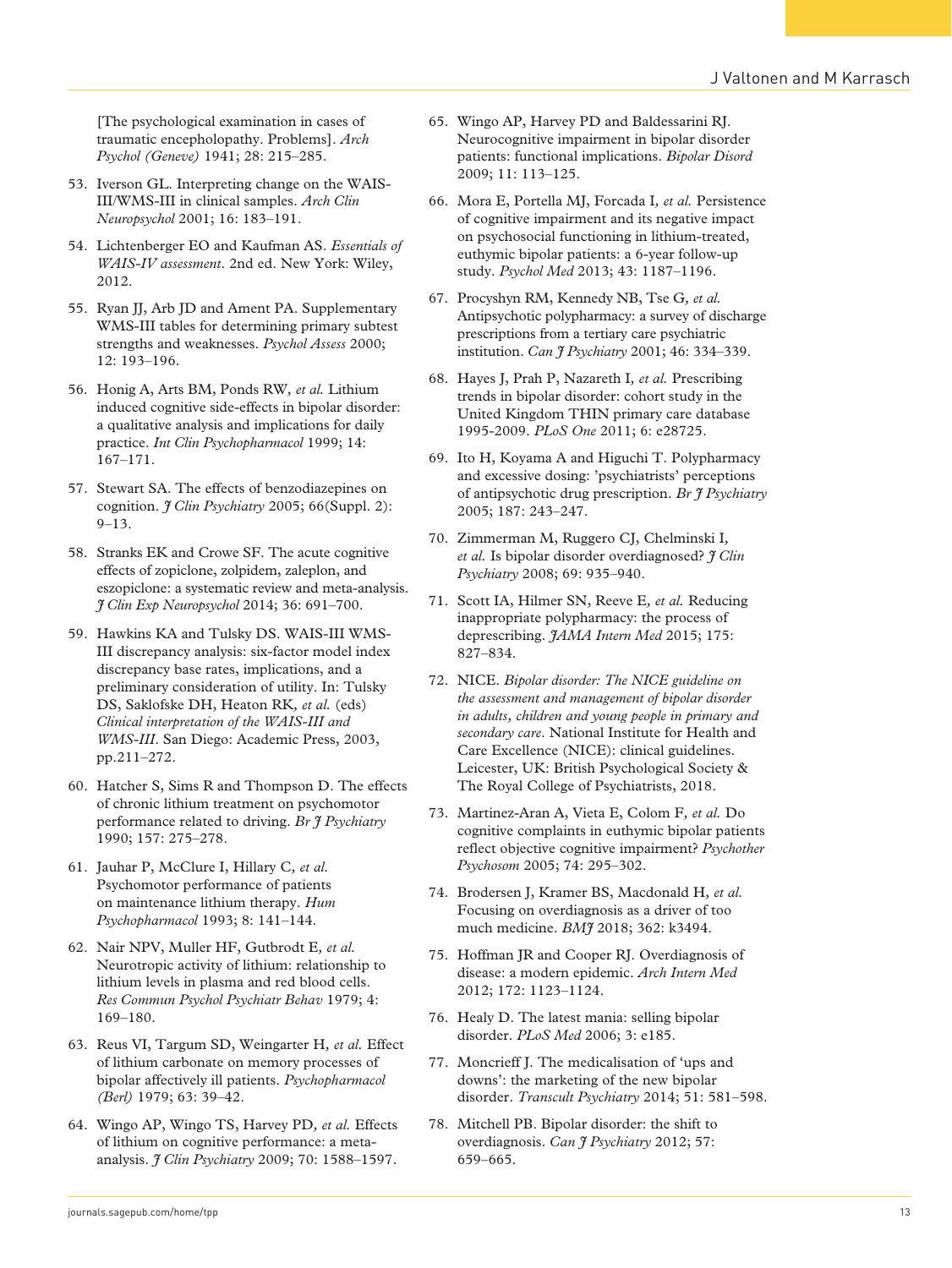[The psychological examination in cases of traumatic encepholopathy. Problems]. *Arch Psychol (Geneve)* 1941; 28: 215–285.

53. Iverson GL. Interpreting change on the WAIS-III/WMS-III in clinical samples. *Arch Clin Neuropsychol* 2001; 16: 183–191.

54. Lichtenberger EO and Kaufman AS. *Essentials of WAIS-IV assessment*. 2nd ed. New York: Wiley, 2012.

55. Ryan JJ, Arb JD and Ament PA. Supplementary WMS-III tables for determining primary subtest strengths and weaknesses. *Psychol Assess* 2000; 12: 193–196.

56. Honig A, Arts BM, Ponds RW, *et al.* Lithium induced cognitive side-effects in bipolar disorder: a qualitative analysis and implications for daily practice. *Int Clin Psychopharmacol* 1999; 14: 167–171.

57. Stewart SA. The effects of benzodiazepines on cognition. *J Clin Psychiatry* 2005; 66(Suppl. 2): 9–13.

58. Stranks EK and Crowe SF. The acute cognitive effects of zopiclone, zolpidem, zaleplon, and eszopiclone: a systematic review and meta-analysis. *J Clin Exp Neuropsychol* 2014; 36: 691–700.

59. Hawkins KA and Tulsky DS. WAIS-III WMS-III discrepancy analysis: six-factor model index discrepancy base rates, implications, and a preliminary consideration of utility. In: Tulsky DS, Saklofske DH, Heaton RK, *et al.* (eds) *Clinical interpretation of the WAIS-III and WMS-III*. San Diego: Academic Press, 2003, pp.211–272.

60. Hatcher S, Sims R and Thompson D. The effects of chronic lithium treatment on psychomotor performance related to driving. *Br J Psychiatry* 1990; 157: 275–278.

61. Jauhar P, McClure I, Hillary C, *et al.* Psychomotor performance of patients on maintenance lithium therapy. *Hum Psychopharmacol* 1993; 8: 141–144.

62. Nair NPV, Muller HF, Gutbrodt E, *et al.* Neurotropic activity of lithium: relationship to lithium levels in plasma and red blood cells. *Res Commun Psychol Psychiatr Behav* 1979; 4: 169–180.

63. Reus VI, Targum SD, Weingarter H, *et al.* Effect of lithium carbonate on memory processes of bipolar affectively ill patients. *Psychopharmacol (Berl)* 1979; 63: 39–42.

64. Wingo AP, Wingo TS, Harvey PD, *et al.* Effects of lithium on cognitive performance: a meta-analysis. *J Clin Psychiatry* 2009; 70: 1588–1597.

65. Wingo AP, Harvey PD and Baldessarini RJ. Neurocognitive impairment in bipolar disorder patients: functional implications. *Bipolar Disord* 2009; 11: 113–125.

66. Mora E, Portella MJ, Forcada I, *et al.* Persistence of cognitive impairment and its negative impact on psychosocial functioning in lithium-treated, euthymic bipolar patients: a 6-year follow-up study. *Psychol Med* 2013; 43: 1187–1196.

67. Procyshyn RM, Kennedy NB, Tse G, *et al.* Antipsychotic polypharmacy: a survey of discharge prescriptions from a tertiary care psychiatric institution. *Can J Psychiatry* 2001; 46: 334–339.

68. Hayes J, Prah P, Nazareth I, *et al.* Prescribing trends in bipolar disorder: cohort study in the United Kingdom THIN primary care database 1995-2009. *PLoS One* 2011; 6: e28725.

69. Ito H, Koyama A and Higuchi T. Polypharmacy and excessive dosing: 'psychiatrists' perceptions of antipsychotic drug prescription. *Br J Psychiatry* 2005; 187: 243–247.

70. Zimmerman M, Ruggero CJ, Chelminski I, *et al.* Is bipolar disorder overdiagnosed? *J Clin Psychiatry* 2008; 69: 935–940.

71. Scott IA, Hilmer SN, Reeve E, *et al.* Reducing inappropriate polypharmacy: the process of deprescribing. *JAMA Intern Med* 2015; 175: 827–834.

72. NICE. *Bipolar disorder: The NICE guideline on the assessment and management of bipolar disorder in adults, children and young people in primary and secondary care*. National Institute for Health and Care Excellence (NICE): clinical guidelines. Leicester, UK: British Psychological Society & The Royal College of Psychiatrists, 2018.

73. Martinez-Aran A, Vieta E, Colom F, *et al.* Do cognitive complaints in euthymic bipolar patients reflect objective cognitive impairment? *Psychother Psychosom* 2005; 74: 295–302.

74. Brodersen J, Kramer BS, Macdonald H, *et al.* Focusing on overdiagnosis as a driver of too much medicine. *BMJ* 2018; 362: k3494.

75. Hoffman JR and Cooper RJ. Overdiagnosis of disease: a modern epidemic. *Arch Intern Med* 2012; 172: 1123–1124.

76. Healy D. The latest mania: selling bipolar disorder. *PLoS Med* 2006; 3: e185.

77. Moncrieff J. The medicalisation of 'ups and downs': the marketing of the new bipolar disorder. *Transcult Psychiatry* 2014; 51: 581–598.

78. Mitchell PB. Bipolar disorder: the shift to overdiagnosis. *Can J Psychiatry* 2012; 57: 659–665.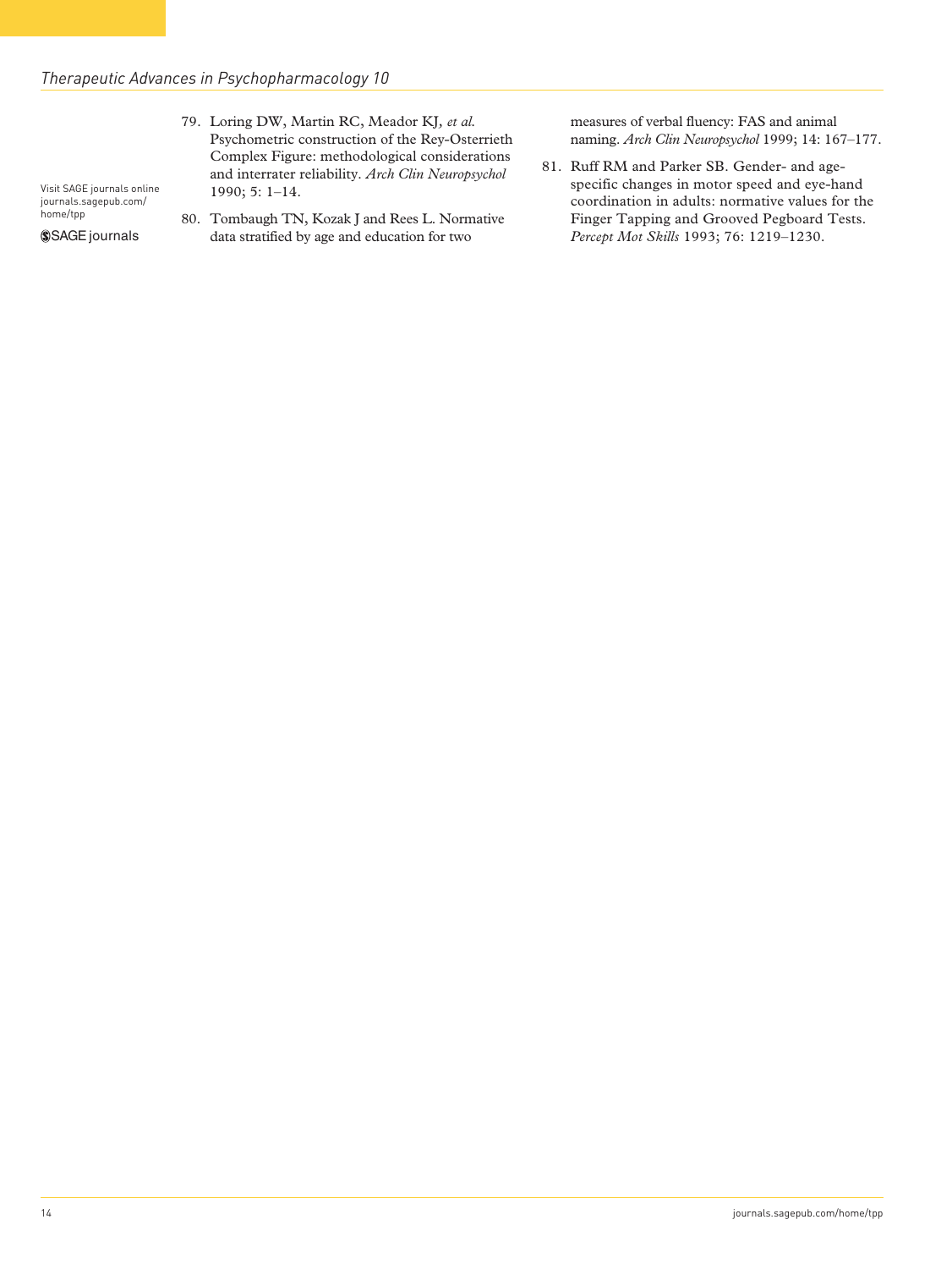79. Loring DW, Martin RC, Meador KJ, *et al.* Psychometric construction of the Rey-Osterrieth Complex Figure: methodological considerations and interrater reliability. *Arch Clin Neuropsychol* 1990; 5: 1–14.

80. Tombaugh TN, Kozak J and Rees L. Normative data stratified by age and education for two measures of verbal fluency: FAS and animal naming. *Arch Clin Neuropsychol* 1999; 14: 167–177.

81. Ruff RM and Parker SB. Gender- and age-specific changes in motor speed and eye-hand coordination in adults: normative values for the Finger Tapping and Grooved Pegboard Tests. *Percept Mot Skills* 1993; 76: 1219–1230.

Visit SAGE journals online journals.sagepub.com/home/tpp

SAGE journals